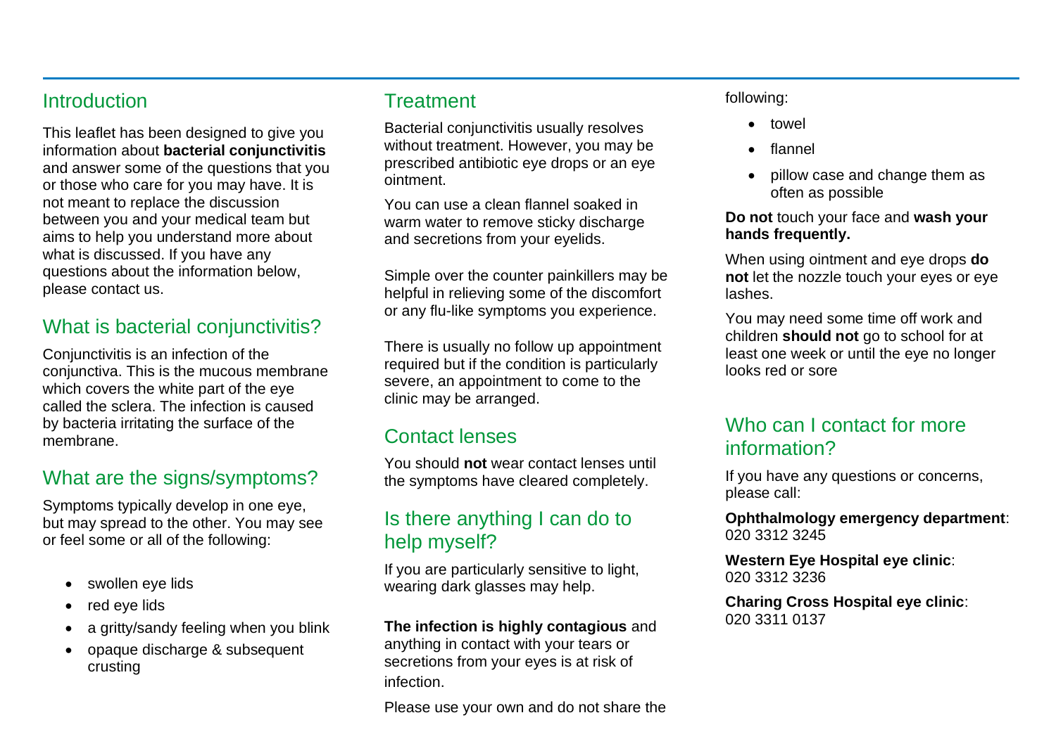## Introduction

This leaflet has been designed to give you information about **bacterial conjunctivitis** and answer some of the questions that you or those who care for you may have. It is not meant to replace the discussion between you and your medical team but aims to help you understand more about what is discussed. If you have any questions about the information below, please contact us.

## What is bacterial conjunctivitis?

Conjunctivitis is an infection of the conjunctiva. This is the mucous membrane which covers the white part of the eye called the sclera. The infection is caused by bacteria irritating the surface of the membrane.

## What are the signs/symptoms?

Symptoms typically develop in one eye, but may spread to the other. You may see or feel some or all of the following:

- swollen eye lids
- red eye lids
- a gritty/sandy feeling when you blink
- opaque discharge & subsequent crusting

## Treatment

Bacterial conjunctivitis usually resolves without treatment. However, you may be prescribed antibiotic eye drops or an eye ointment.

You can use a clean flannel soaked in warm water to remove sticky discharge and secretions from your eyelids.

Simple over the counter painkillers may be helpful in relieving some of the discomfort or any flu-like symptoms you experience.

There is usually no follow up appointment required but if the condition is particularly severe, an appointment to come to the clinic may be arranged.

## Contact lenses

You should **not** wear contact lenses until the symptoms have cleared completely.

## Is there anything I can do to help myself?

If you are particularly sensitive to light, wearing dark glasses may help.

**The infection is highly contagious** and anything in contact with your tears or secretions from your eyes is at risk of infection.

Please use your own and do not share the following:

- towel
- flannel
- pillow case and change them as often as possible

**Do not** touch your face and **wash your hands frequently.**

When using ointment and eye drops **do not** let the nozzle touch your eyes or eye lashes.

You may need some time off work and children **should not** go to school for at least one week or until the eye no longer looks red or sore

## Who can I contact for more information?

If you have any questions or concerns, please call:

**Ophthalmology emergency department**: 020 3312 3245

**Western Eye Hospital eye clinic**: 020 3312 3236

**Charing Cross Hospital eye clinic**: 020 3311 0137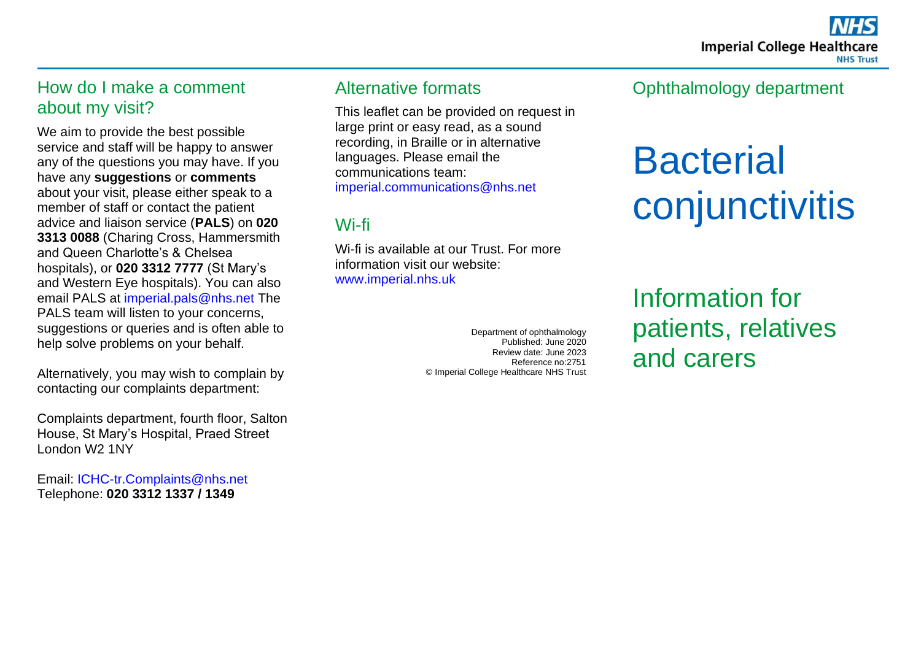## How do I make a comment about my visit?

We aim to provide the best possible service and staff will be happy to answer any of the questions you may have. If you have any **suggestions** or **comments** about your visit, please either speak to a member of staff or contact the patient advice and liaison service (**PALS**) on **020 3313 0088** (Charing Cross, Hammersmith and Queen Charlotte's & Chelsea hospitals), or **020 3312 7777** (St Mary's and Western Eye hospitals). You can also email PALS at imperial.pals@nhs.net The PALS team will listen to your concerns, suggestions or queries and is often able to help solve problems on your behalf.

Alternatively, you may wish to complain by contacting our complaints department:

Complaints department, fourth floor, Salton House, St Mary's Hospital, Praed Street London W2 1NY

Email: ICHC-tr.Complaints@nhs.net
Telephone: **020 3312 1337 / 1349**

## Alternative formats

This leaflet can be provided on request in large print or easy read, as a sound recording, in Braille or in alternative languages. Please email the communications team: imperial.communications@nhs.net

## Wi-fi

Wi-fi is available at our Trust. For more information visit our website: www.imperial.nhs.uk

Department of ophthalmology
Published: June 2020
Review date: June 2023
Reference no:2751
© Imperial College Healthcare NHS Trust

Imperial College Healthcare NHS Trust

## Ophthalmology department

# Bacterial conjunctivitis

## Information for patients, relatives and carers